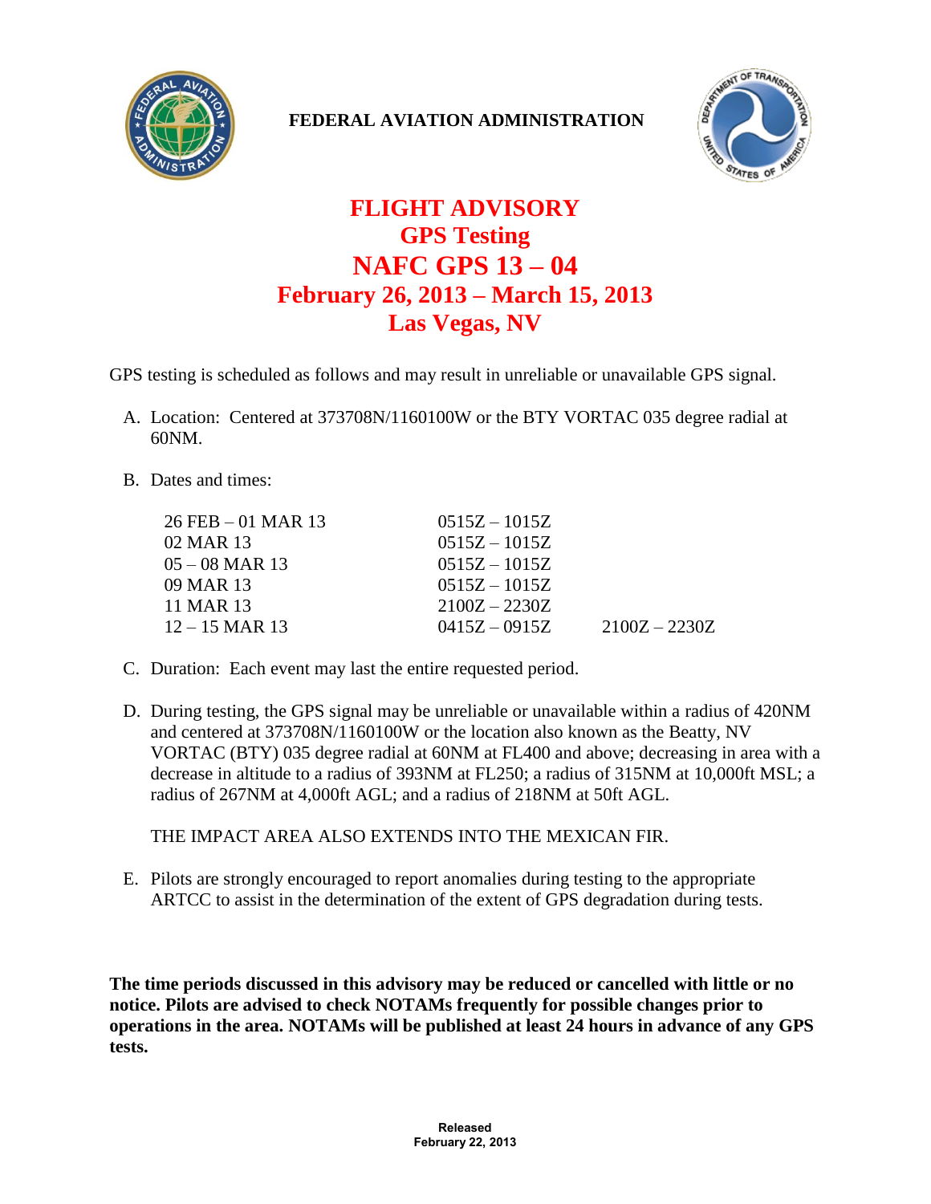**FEDERAL AVIATION ADMINISTRATION**

# FLIGHT ADVISORY
## GPS Testing
## NAFC GPS 13 – 04
## February 26, 2013 – March 15, 2013
## Las Vegas, NV

GPS testing is scheduled as follows and may result in unreliable or unavailable GPS signal.

A. Location: Centered at 373708N/1160100W or the BTY VORTAC 035 degree radial at 60NM.

B. Dates and times:

| | | |
|---|---|---|
| 26 FEB – 01 MAR 13 | 0515Z – 1015Z | |
| 02 MAR 13 | 0515Z – 1015Z | |
| 05 – 08 MAR 13 | 0515Z – 1015Z | |
| 09 MAR 13 | 0515Z – 1015Z | |
| 11 MAR 13 | 2100Z – 2230Z | |
| 12 – 15 MAR 13 | 0415Z – 0915Z | 2100Z – 2230Z |

C. Duration: Each event may last the entire requested period.

D. During testing, the GPS signal may be unreliable or unavailable within a radius of 420NM and centered at 373708N/1160100W or the location also known as the Beatty, NV VORTAC (BTY) 035 degree radial at 60NM at FL400 and above; decreasing in area with a decrease in altitude to a radius of 393NM at FL250; a radius of 315NM at 10,000ft MSL; a radius of 267NM at 4,000ft AGL; and a radius of 218NM at 50ft AGL.

   THE IMPACT AREA ALSO EXTENDS INTO THE MEXICAN FIR.

E. Pilots are strongly encouraged to report anomalies during testing to the appropriate ARTCC to assist in the determination of the extent of GPS degradation during tests.

**The time periods discussed in this advisory may be reduced or cancelled with little or no notice. Pilots are advised to check NOTAMs frequently for possible changes prior to operations in the area. NOTAMs will be published at least 24 hours in advance of any GPS tests.**

**Released**
**February 22, 2013**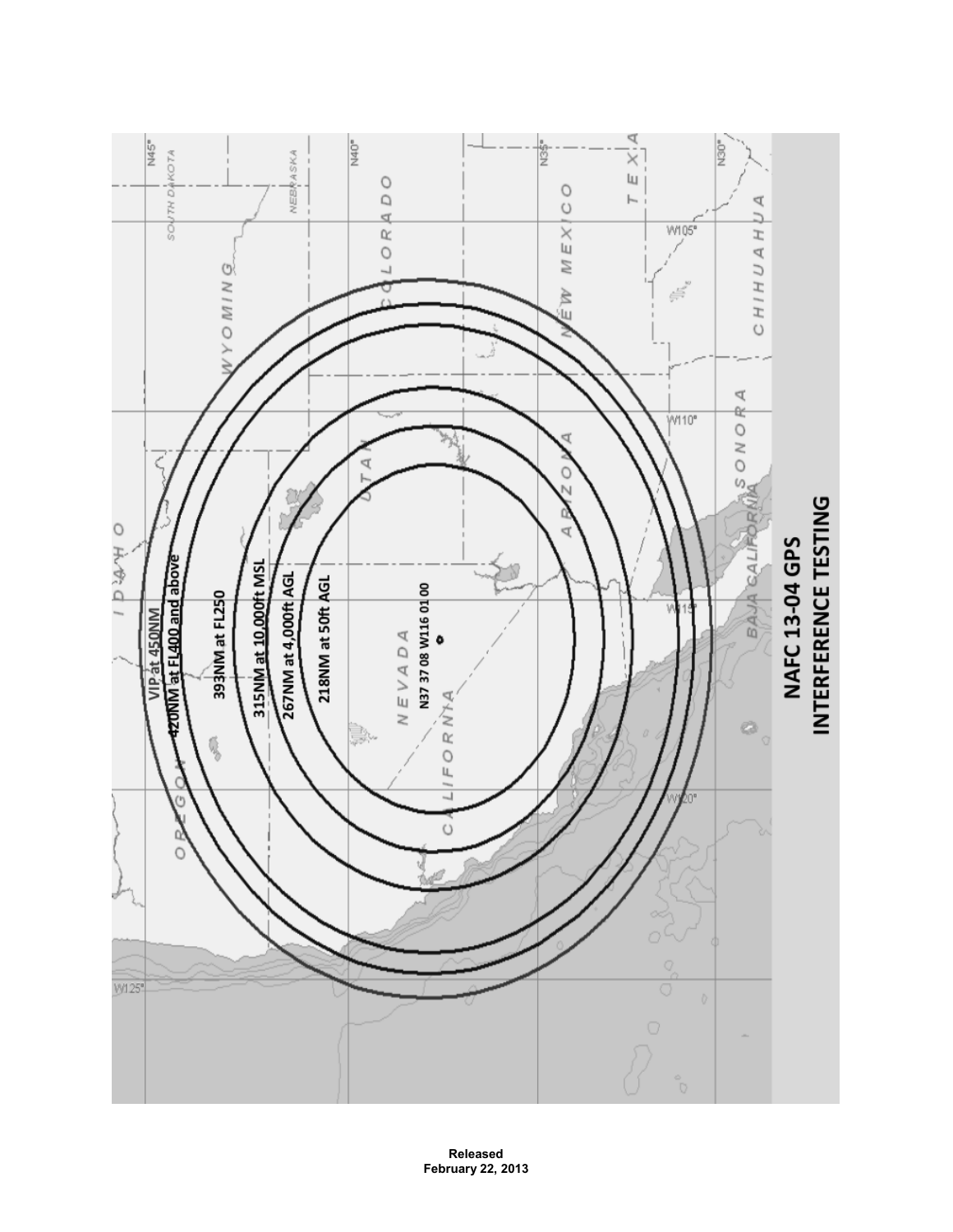VIP at 450NM

420NM at FL400 and above

393NM at FL250

315NM at 10,000ft MSL

267NM at 4,000ft AGL

218NM at 50ft AGL

N37 37 08 W116 01 00

**NAFC 13-04 GPS INTERFERENCE TESTING**

**Released**
**February 22, 2013**